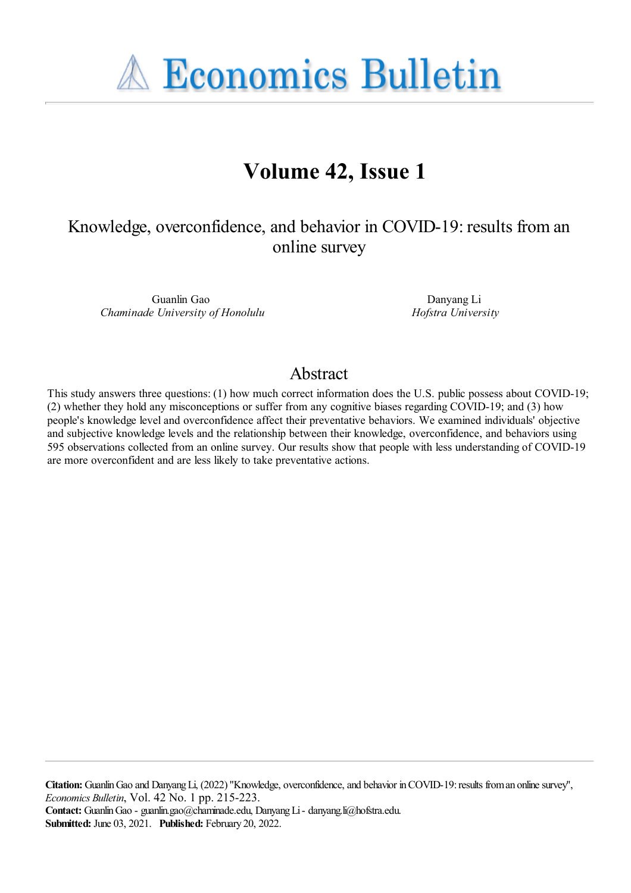# Economics Bulletin

## Volume 42, Issue 1

Knowledge, overconfidence, and behavior in COVID-19: results from an online survey

Guanlin Gao
*Chaminade University of Honolulu*

Danyang Li
*Hofstra University*

## Abstract

This study answers three questions: (1) how much correct information does the U.S. public possess about COVID-19; (2) whether they hold any misconceptions or suffer from any cognitive biases regarding COVID-19; and (3) how people's knowledge level and overconfidence affect their preventative behaviors. We examined individuals' objective and subjective knowledge levels and the relationship between their knowledge, overconfidence, and behaviors using 595 observations collected from an online survey. Our results show that people with less understanding of COVID-19 are more overconfident and are less likely to take preventative actions.

**Citation:** Guanlin Gao and Danyang Li, (2022) "Knowledge, overconfidence, and behavior in COVID-19: results from an online survey", *Economics Bulletin*, Vol. 42 No. 1 pp. 215-223.
**Contact:** Guanlin Gao - guanlin.gao@chaminade.edu, Danyang Li - danyang.li@hofstra.edu.
**Submitted:** June 03, 2021. **Published:** February 20, 2022.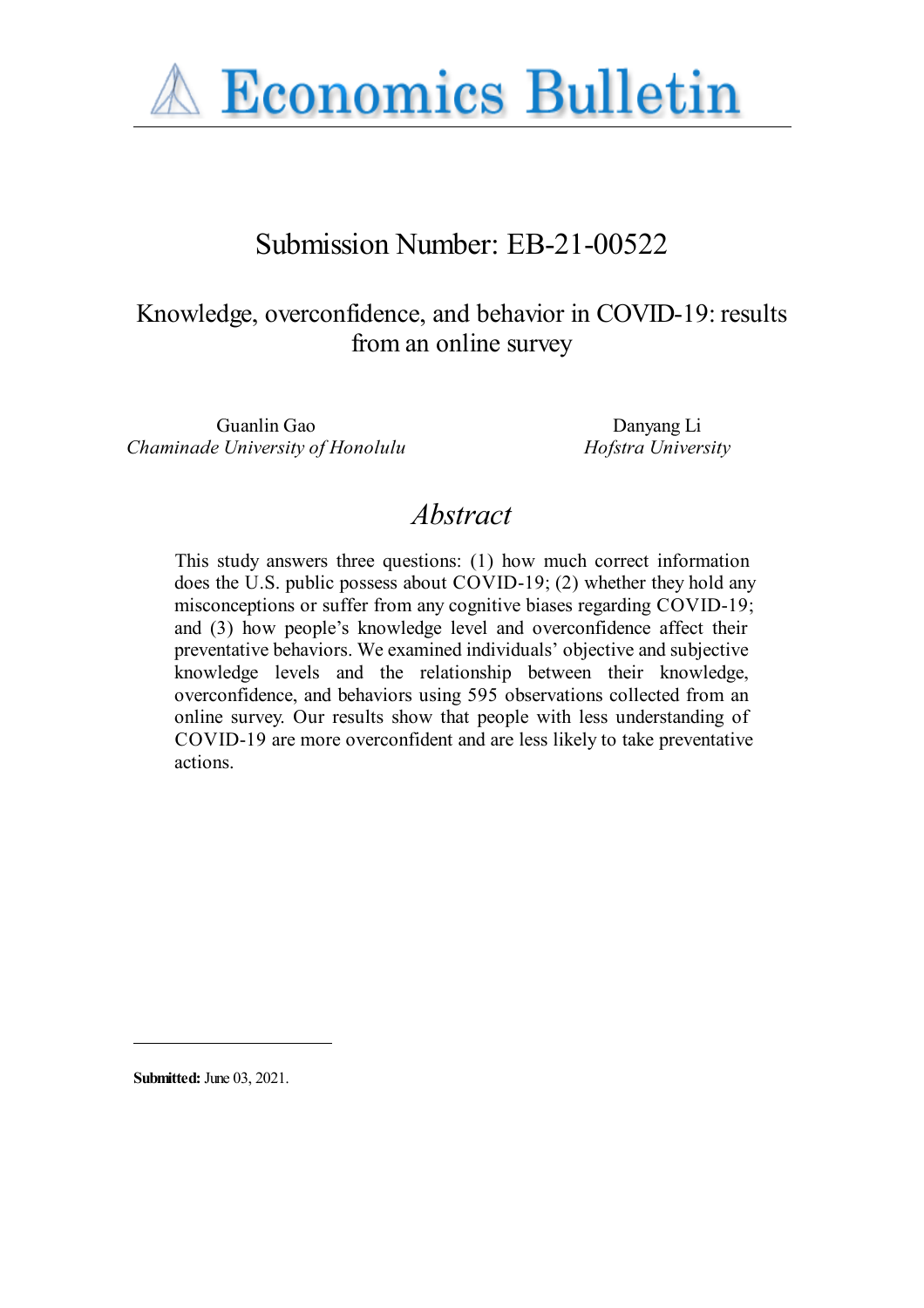# Submission Number: EB-21-00522

## Knowledge, overconfidence, and behavior in COVID-19: results from an online survey

Guanlin Gao
*Chaminade University of Honolulu*

Danyang Li
*Hofstra University*

## *Abstract*

This study answers three questions: (1) how much correct information does the U.S. public possess about COVID-19; (2) whether they hold any misconceptions or suffer from any cognitive biases regarding COVID-19; and (3) how people's knowledge level and overconfidence affect their preventative behaviors. We examined individuals' objective and subjective knowledge levels and the relationship between their knowledge, overconfidence, and behaviors using 595 observations collected from an online survey. Our results show that people with less understanding of COVID-19 are more overconfident and are less likely to take preventative actions.

**Submitted:** June 03, 2021.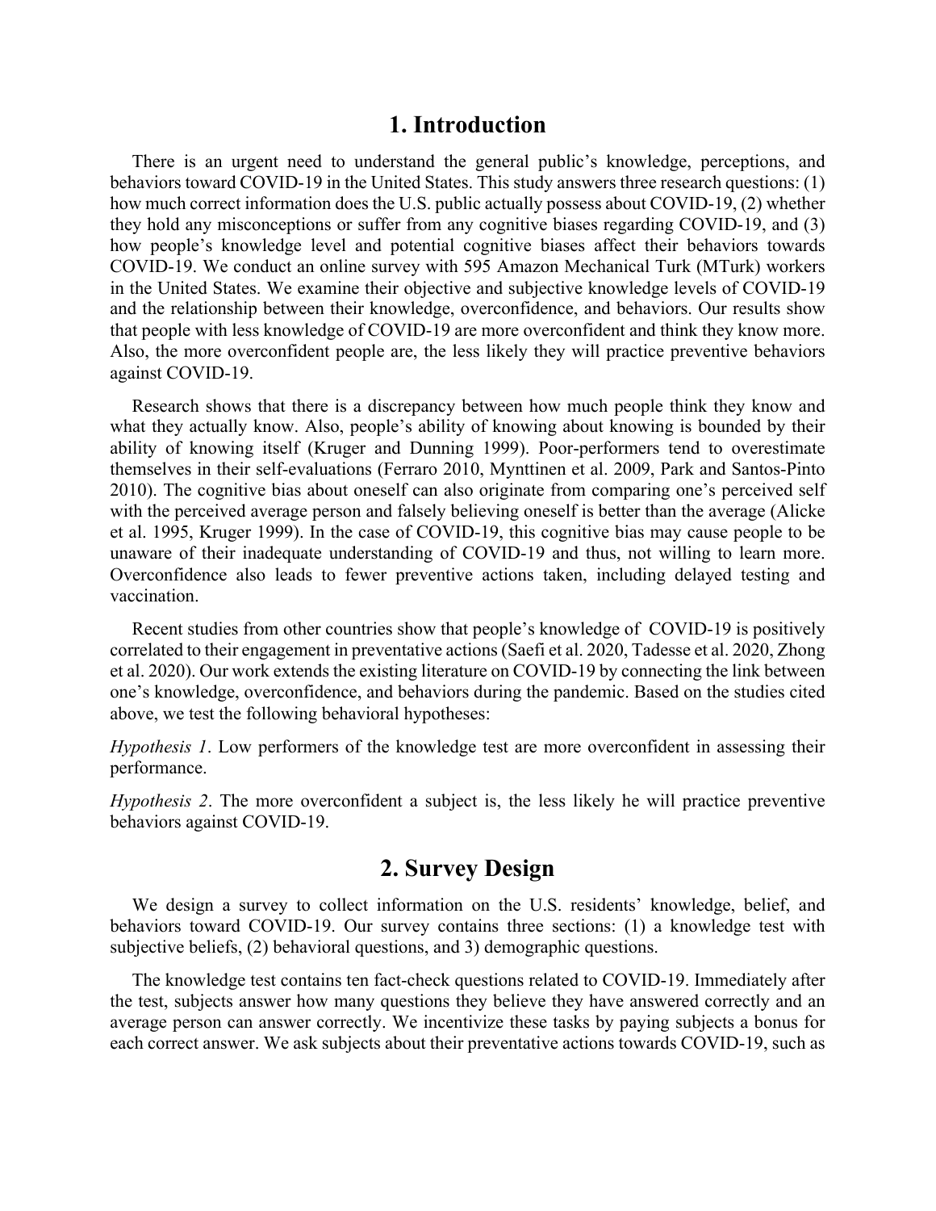# 1. Introduction

There is an urgent need to understand the general public's knowledge, perceptions, and behaviors toward COVID-19 in the United States. This study answers three research questions: (1) how much correct information does the U.S. public actually possess about COVID-19, (2) whether they hold any misconceptions or suffer from any cognitive biases regarding COVID-19, and (3) how people's knowledge level and potential cognitive biases affect their behaviors towards COVID-19. We conduct an online survey with 595 Amazon Mechanical Turk (MTurk) workers in the United States. We examine their objective and subjective knowledge levels of COVID-19 and the relationship between their knowledge, overconfidence, and behaviors. Our results show that people with less knowledge of COVID-19 are more overconfident and think they know more. Also, the more overconfident people are, the less likely they will practice preventive behaviors against COVID-19.

Research shows that there is a discrepancy between how much people think they know and what they actually know. Also, people's ability of knowing about knowing is bounded by their ability of knowing itself (Kruger and Dunning 1999). Poor-performers tend to overestimate themselves in their self-evaluations (Ferraro 2010, Mynttinen et al. 2009, Park and Santos-Pinto 2010). The cognitive bias about oneself can also originate from comparing one's perceived self with the perceived average person and falsely believing oneself is better than the average (Alicke et al. 1995, Kruger 1999). In the case of COVID-19, this cognitive bias may cause people to be unaware of their inadequate understanding of COVID-19 and thus, not willing to learn more. Overconfidence also leads to fewer preventive actions taken, including delayed testing and vaccination.

Recent studies from other countries show that people's knowledge of COVID-19 is positively correlated to their engagement in preventative actions (Saefi et al. 2020, Tadesse et al. 2020, Zhong et al. 2020). Our work extends the existing literature on COVID-19 by connecting the link between one's knowledge, overconfidence, and behaviors during the pandemic. Based on the studies cited above, we test the following behavioral hypotheses:

*Hypothesis 1*. Low performers of the knowledge test are more overconfident in assessing their performance.

*Hypothesis 2*. The more overconfident a subject is, the less likely he will practice preventive behaviors against COVID-19.

# 2. Survey Design

We design a survey to collect information on the U.S. residents' knowledge, belief, and behaviors toward COVID-19. Our survey contains three sections: (1) a knowledge test with subjective beliefs, (2) behavioral questions, and 3) demographic questions.

The knowledge test contains ten fact-check questions related to COVID-19. Immediately after the test, subjects answer how many questions they believe they have answered correctly and an average person can answer correctly. We incentivize these tasks by paying subjects a bonus for each correct answer. We ask subjects about their preventative actions towards COVID-19, such as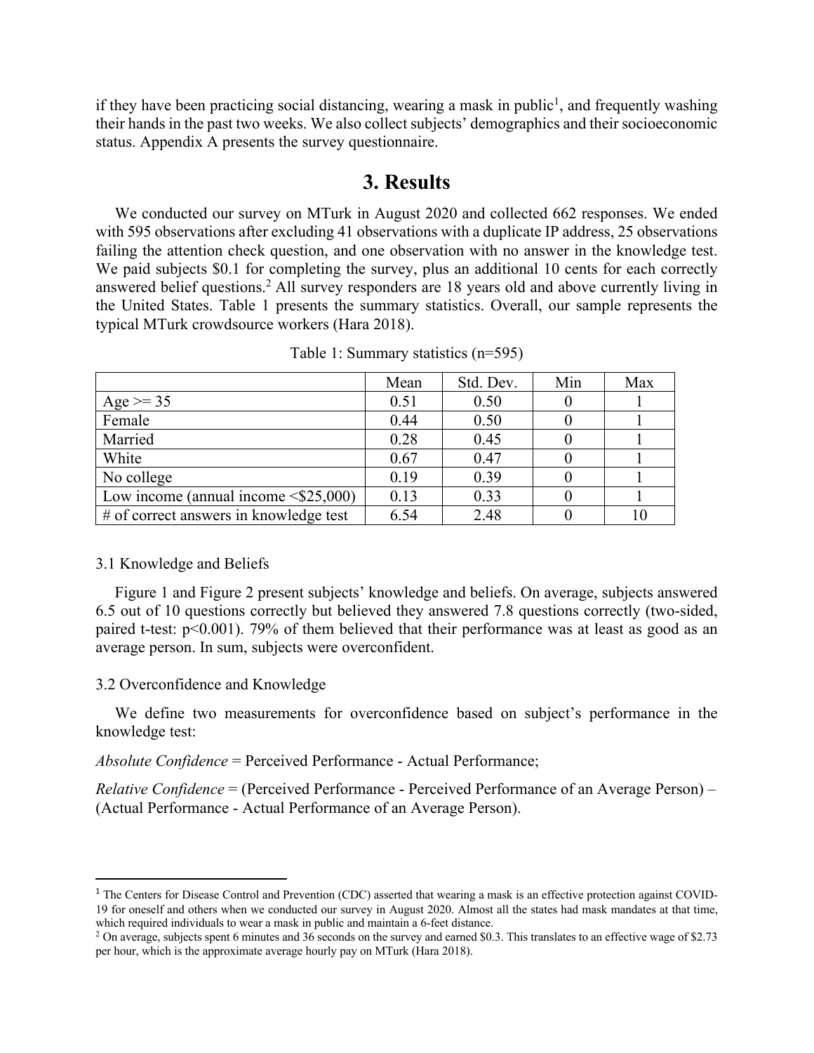if they have been practicing social distancing, wearing a mask in public[1], and frequently washing their hands in the past two weeks. We also collect subjects' demographics and their socioeconomic status. Appendix A presents the survey questionnaire.

# 3. Results

We conducted our survey on MTurk in August 2020 and collected 662 responses. We ended with 595 observations after excluding 41 observations with a duplicate IP address, 25 observations failing the attention check question, and one observation with no answer in the knowledge test. We paid subjects $0.1 for completing the survey, plus an additional 10 cents for each correctly answered belief questions.[2] All survey responders are 18 years old and above currently living in the United States. Table 1 presents the summary statistics. Overall, our sample represents the typical MTurk crowdsource workers (Hara 2018).

Table 1: Summary statistics (n=595)

| | Mean | Std. Dev. | Min | Max |
|---|---|---|---|---|
| Age >= 35 | 0.51 | 0.50 | 0 | 1 |
| Female | 0.44 | 0.50 | 0 | 1 |
| Married | 0.28 | 0.45 | 0 | 1 |
| White | 0.67 | 0.47 | 0 | 1 |
| No college | 0.19 | 0.39 | 0 | 1 |
| Low income (annual income <$25,000) | 0.13 | 0.33 | 0 | 1 |
| # of correct answers in knowledge test | 6.54 | 2.48 | 0 | 10 |

3.1 Knowledge and Beliefs

Figure 1 and Figure 2 present subjects' knowledge and beliefs. On average, subjects answered 6.5 out of 10 questions correctly but believed they answered 7.8 questions correctly (two-sided, paired t-test: $p<0.001$). 79% of them believed that their performance was at least as good as an average person. In sum, subjects were overconfident.

3.2 Overconfidence and Knowledge

We define two measurements for overconfidence based on subject's performance in the knowledge test:

*Absolute Confidence* = Perceived Performance - Actual Performance;

*Relative Confidence* = (Perceived Performance - Perceived Performance of an Average Person) – (Actual Performance - Actual Performance of an Average Person).

---

[1] The Centers for Disease Control and Prevention (CDC) asserted that wearing a mask is an effective protection against COVID-19 for oneself and others when we conducted our survey in August 2020. Almost all the states had mask mandates at that time, which required individuals to wear a mask in public and maintain a 6-feet distance.

[2] On average, subjects spent 6 minutes and 36 seconds on the survey and earned $0.3. This translates to an effective wage of $2.73 per hour, which is the approximate average hourly pay on MTurk (Hara 2018).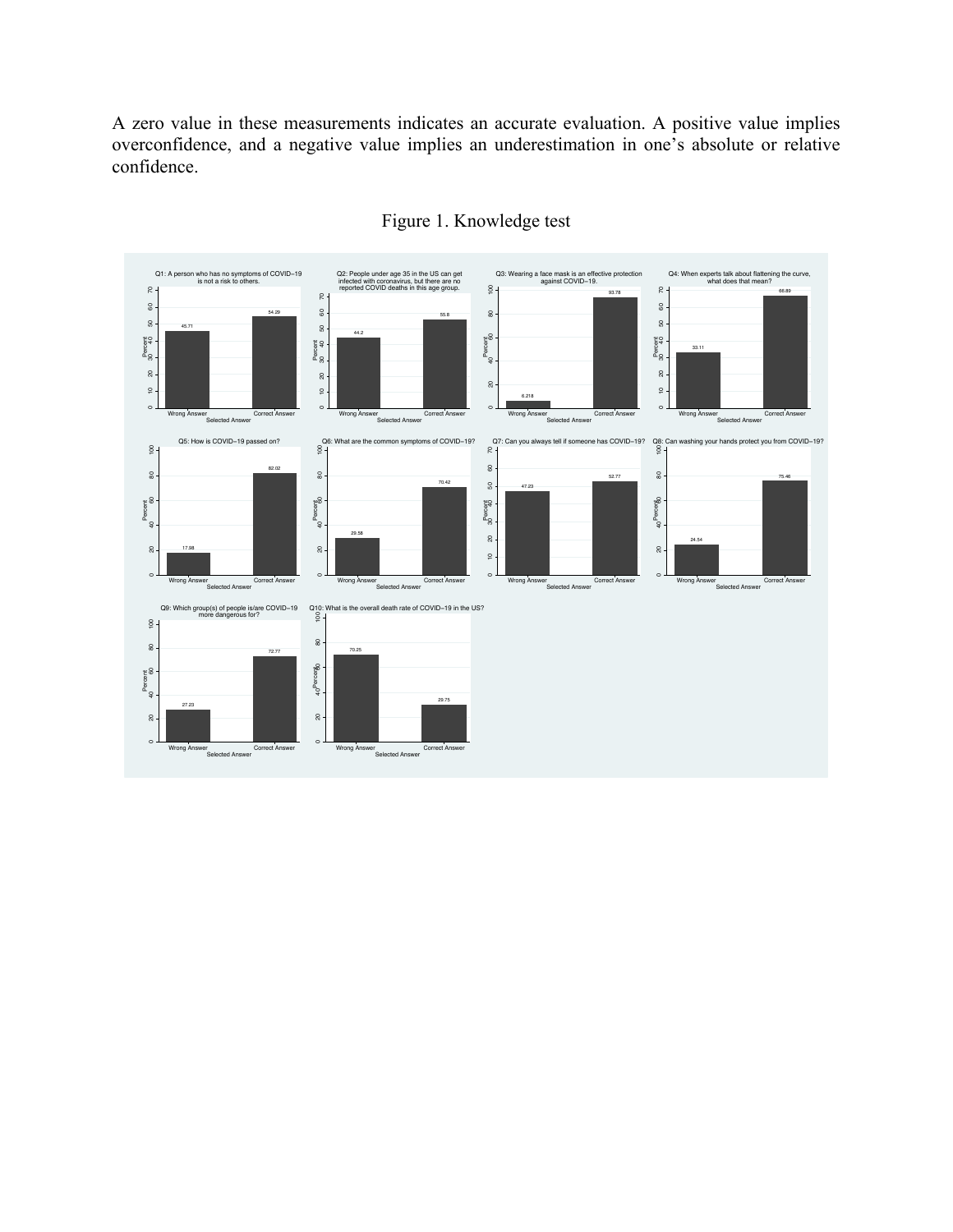A zero value in these measurements indicates an accurate evaluation. A positive value implies overconfidence, and a negative value implies an underestimation in one's absolute or relative confidence.

Figure 1. Knowledge test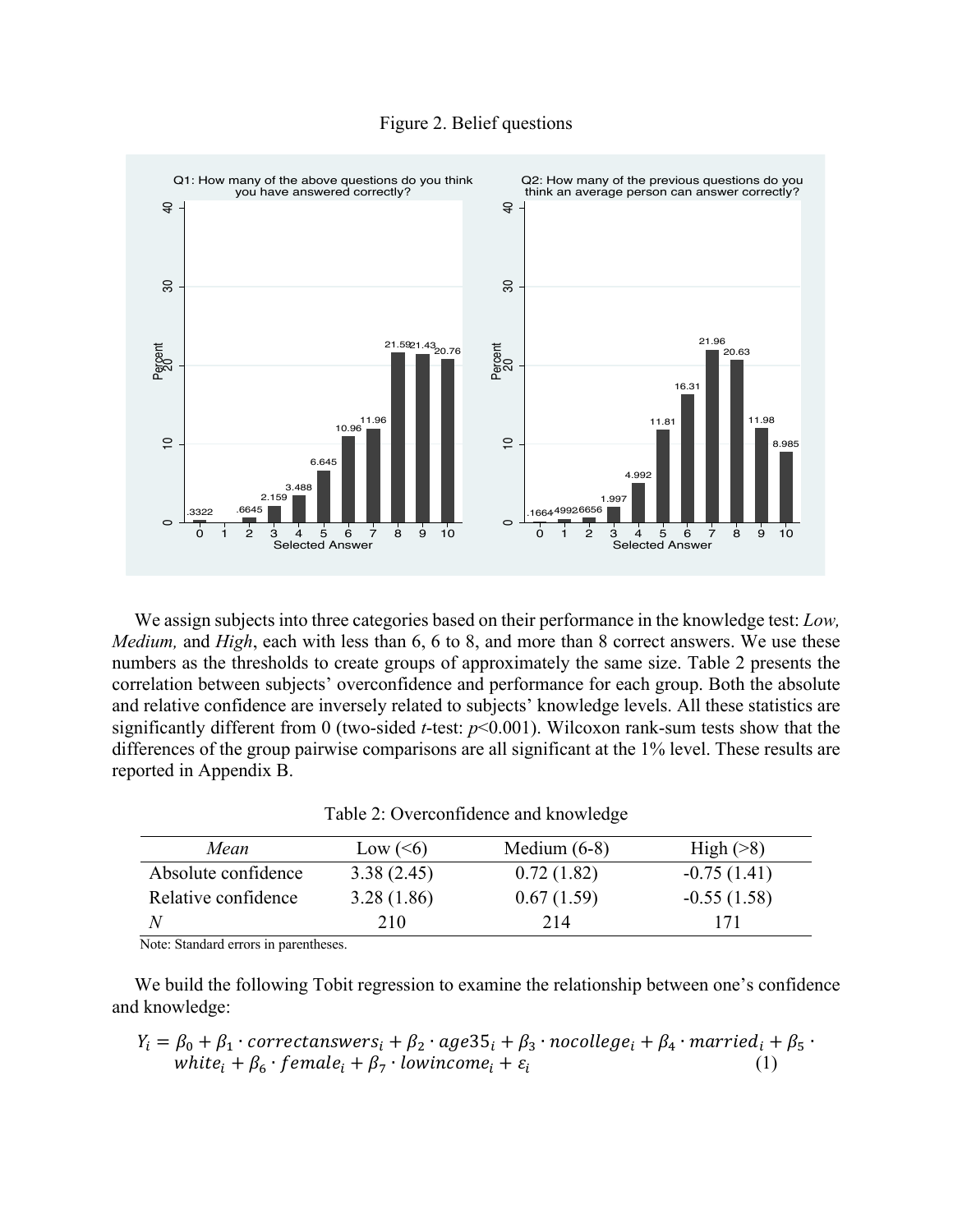Figure 2. Belief questions

We assign subjects into three categories based on their performance in the knowledge test: *Low, Medium,* and *High*, each with less than 6, 6 to 8, and more than 8 correct answers. We use these numbers as the thresholds to create groups of approximately the same size. Table 2 presents the correlation between subjects' overconfidence and performance for each group. Both the absolute and relative confidence are inversely related to subjects' knowledge levels. All these statistics are significantly different from 0 (two-sided *t*-test: $p<0.001$). Wilcoxon rank-sum tests show that the differences of the group pairwise comparisons are all significant at the 1% level. These results are reported in Appendix B.

Table 2: Overconfidence and knowledge

| *Mean* | Low (<6) | Medium (6-8) | High (>8) |
|---|---|---|---|
| Absolute confidence | 3.38 (2.45) | 0.72 (1.82) | -0.75 (1.41) |
| Relative confidence | 3.28 (1.86) | 0.67 (1.59) | -0.55 (1.58) |
| *N* | 210 | 214 | 171 |

Note: Standard errors in parentheses.

We build the following Tobit regression to examine the relationship between one's confidence and knowledge:

$$Y_i = \beta_0 + \beta_1 \cdot correctanswers_i + \beta_2 \cdot age35_i + \beta_3 \cdot nocollege_i + \beta_4 \cdot married_i + \beta_5 \cdot white_i + \beta_6 \cdot female_i + \beta_7 \cdot lowincome_i + \varepsilon_i \tag{1}$$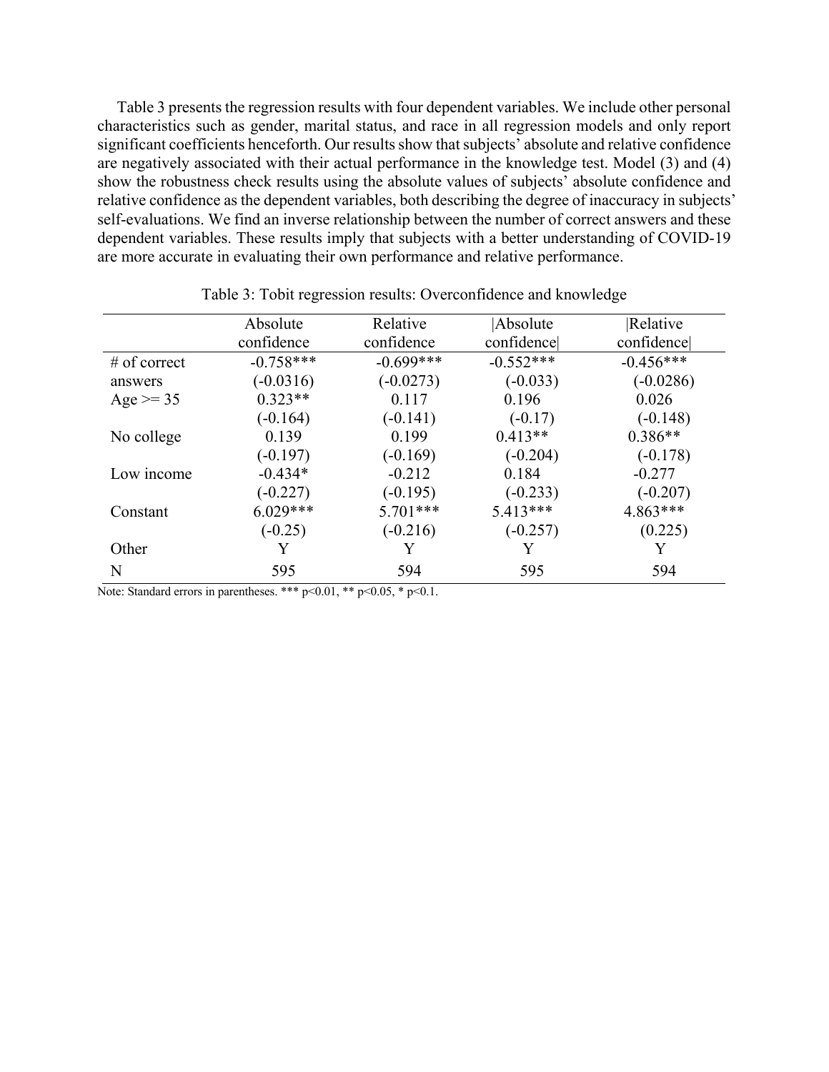Table 3 presents the regression results with four dependent variables. We include other personal characteristics such as gender, marital status, and race in all regression models and only report significant coefficients henceforth. Our results show that subjects' absolute and relative confidence are negatively associated with their actual performance in the knowledge test. Model (3) and (4) show the robustness check results using the absolute values of subjects' absolute confidence and relative confidence as the dependent variables, both describing the degree of inaccuracy in subjects' self-evaluations. We find an inverse relationship between the number of correct answers and these dependent variables. These results imply that subjects with a better understanding of COVID-19 are more accurate in evaluating their own performance and relative performance.

Table 3: Tobit regression results: Overconfidence and knowledge

| | Absolute confidence | Relative confidence | \|Absolute confidence\| | \|Relative confidence\| |
|---|---|---|---|---|
| # of correct answers | -0.758*** | -0.699*** | -0.552*** | -0.456*** |
| | (-0.0316) | (-0.0273) | (-0.033) | (-0.0286) |
| Age >= 35 | 0.323** | 0.117 | 0.196 | 0.026 |
| | (-0.164) | (-0.141) | (-0.17) | (-0.148) |
| No college | 0.139 | 0.199 | 0.413** | 0.386** |
| | (-0.197) | (-0.169) | (-0.204) | (-0.178) |
| Low income | -0.434* | -0.212 | 0.184 | -0.277 |
| | (-0.227) | (-0.195) | (-0.233) | (-0.207) |
| Constant | 6.029*** | 5.701*** | 5.413*** | 4.863*** |
| | (-0.25) | (-0.216) | (-0.257) | (0.225) |
| Other | Y | Y | Y | Y |
| N | 595 | 594 | 595 | 594 |

Note: Standard errors in parentheses. *** p<0.01, ** p<0.05, * p<0.1.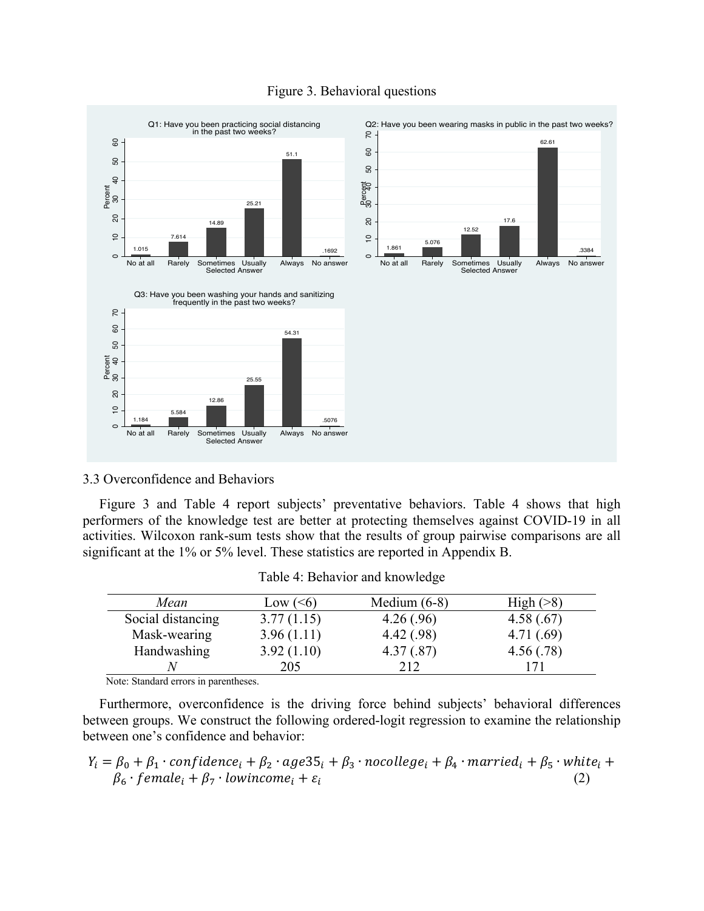Figure 3. Behavioral questions

3.3 Overconfidence and Behaviors

Figure 3 and Table 4 report subjects' preventative behaviors. Table 4 shows that high performers of the knowledge test are better at protecting themselves against COVID-19 in all activities. Wilcoxon rank-sum tests show that the results of group pairwise comparisons are all significant at the 1% or 5% level. These statistics are reported in Appendix B.

Table 4: Behavior and knowledge

| *Mean* | Low (<6) | Medium (6-8) | High (>8) |
|---|---|---|---|
| Social distancing | 3.77 (1.15) | 4.26 (.96) | 4.58 (.67) |
| Mask-wearing | 3.96 (1.11) | 4.42 (.98) | 4.71 (.69) |
| Handwashing | 3.92 (1.10) | 4.37 (.87) | 4.56 (.78) |
| *N* | 205 | 212 | 171 |

Note: Standard errors in parentheses.

Furthermore, overconfidence is the driving force behind subjects' behavioral differences between groups. We construct the following ordered-logit regression to examine the relationship between one's confidence and behavior:

$$Y_i = \beta_0 + \beta_1 \cdot confidence_i + \beta_2 \cdot age35_i + \beta_3 \cdot nocollege_i + \beta_4 \cdot married_i + \beta_5 \cdot white_i + \beta_6 \cdot female_i + \beta_7 \cdot lowincome_i + \varepsilon_i \qquad (2)$$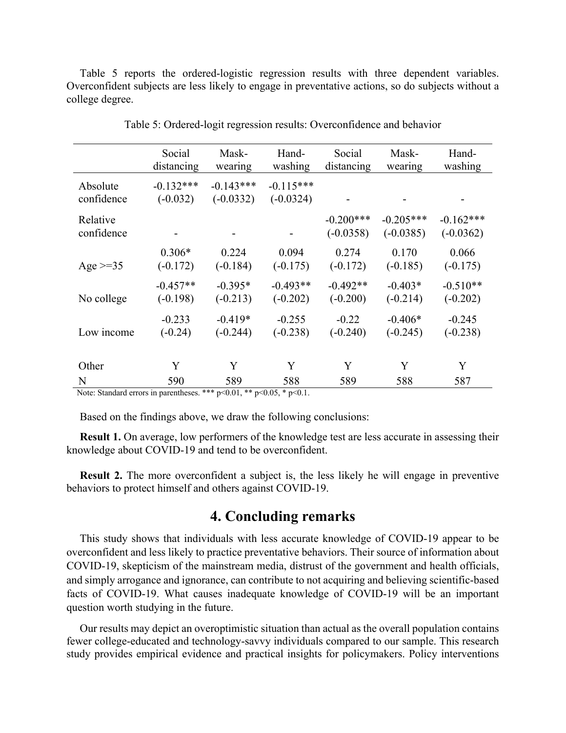Table 5 reports the ordered-logistic regression results with three dependent variables. Overconfident subjects are less likely to engage in preventative actions, so do subjects without a college degree.

Table 5: Ordered-logit regression results: Overconfidence and behavior

| | Social distancing | Mask-wearing | Hand-washing | Social distancing | Mask-wearing | Hand-washing |
|---|---|---|---|---|---|---|
| Absolute confidence | -0.132*** (-0.032) | -0.143*** (-0.0332) | -0.115*** (-0.0324) | - | - | - |
| Relative confidence | - | - | - | -0.200*** (-0.0358) | -0.205*** (-0.0385) | -0.162*** (-0.0362) |
| Age >=35 | 0.306* (-0.172) | 0.224 (-0.184) | 0.094 (-0.175) | 0.274 (-0.172) | 0.170 (-0.185) | 0.066 (-0.175) |
| No college | -0.457** (-0.198) | -0.395* (-0.213) | -0.493** (-0.202) | -0.492** (-0.200) | -0.403* (-0.214) | -0.510** (-0.202) |
| Low income | -0.233 (-0.24) | -0.419* (-0.244) | -0.255 (-0.238) | -0.22 (-0.240) | -0.406* (-0.245) | -0.245 (-0.238) |
| Other | Y | Y | Y | Y | Y | Y |
| N | 590 | 589 | 588 | 589 | 588 | 587 |

Note: Standard errors in parentheses. *** p<0.01, ** p<0.05, * p<0.1.

Based on the findings above, we draw the following conclusions:

**Result 1.** On average, low performers of the knowledge test are less accurate in assessing their knowledge about COVID-19 and tend to be overconfident.

**Result 2.** The more overconfident a subject is, the less likely he will engage in preventive behaviors to protect himself and others against COVID-19.

# 4. Concluding remarks

This study shows that individuals with less accurate knowledge of COVID-19 appear to be overconfident and less likely to practice preventative behaviors. Their source of information about COVID-19, skepticism of the mainstream media, distrust of the government and health officials, and simply arrogance and ignorance, can contribute to not acquiring and believing scientific-based facts of COVID-19. What causes inadequate knowledge of COVID-19 will be an important question worth studying in the future.

Our results may depict an overoptimistic situation than actual as the overall population contains fewer college-educated and technology-savvy individuals compared to our sample. This research study provides empirical evidence and practical insights for policymakers. Policy interventions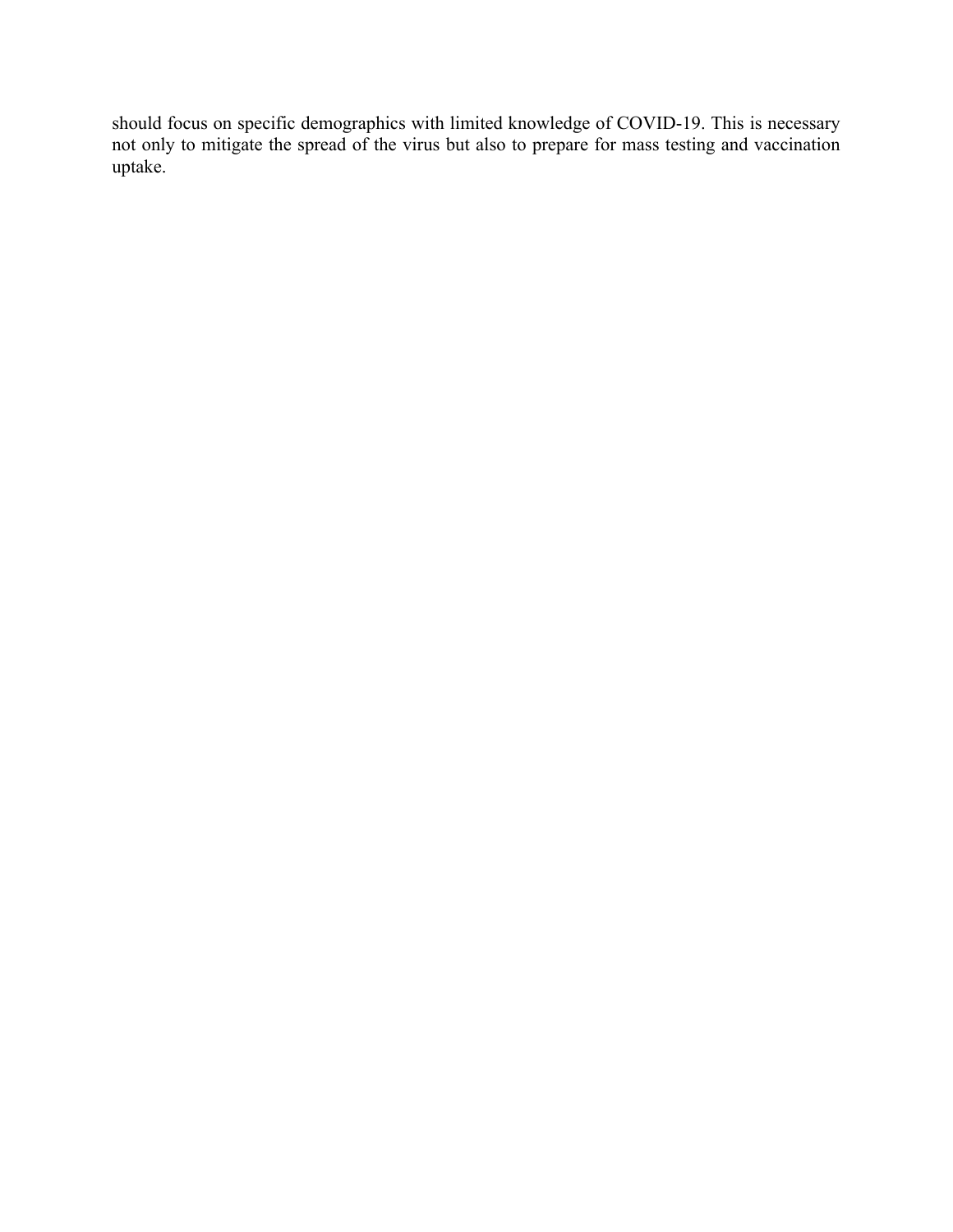should focus on specific demographics with limited knowledge of COVID-19. This is necessary not only to mitigate the spread of the virus but also to prepare for mass testing and vaccination uptake.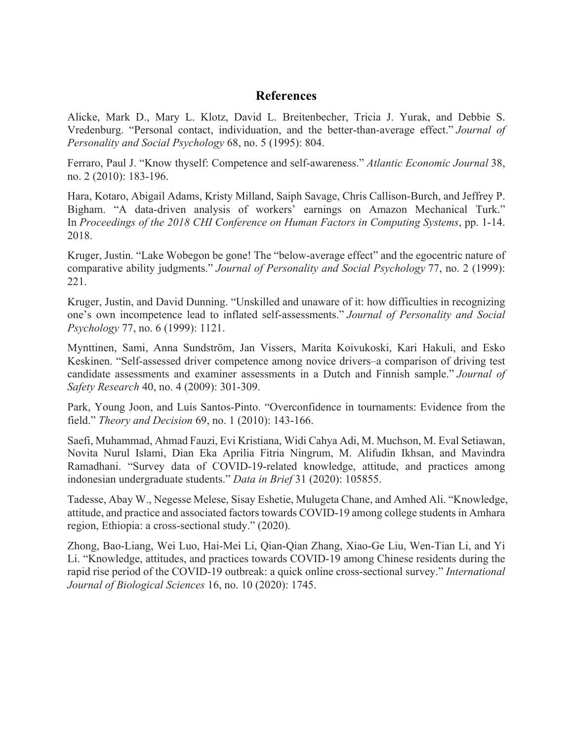## References

Alicke, Mark D., Mary L. Klotz, David L. Breitenbecher, Tricia J. Yurak, and Debbie S. Vredenburg. "Personal contact, individuation, and the better-than-average effect." *Journal of Personality and Social Psychology* 68, no. 5 (1995): 804.

Ferraro, Paul J. "Know thyself: Competence and self-awareness." *Atlantic Economic Journal* 38, no. 2 (2010): 183-196.

Hara, Kotaro, Abigail Adams, Kristy Milland, Saiph Savage, Chris Callison-Burch, and Jeffrey P. Bigham. "A data-driven analysis of workers' earnings on Amazon Mechanical Turk." In *Proceedings of the 2018 CHI Conference on Human Factors in Computing Systems*, pp. 1-14. 2018.

Kruger, Justin. "Lake Wobegon be gone! The "below-average effect" and the egocentric nature of comparative ability judgments." *Journal of Personality and Social Psychology* 77, no. 2 (1999): 221.

Kruger, Justin, and David Dunning. "Unskilled and unaware of it: how difficulties in recognizing one's own incompetence lead to inflated self-assessments." *Journal of Personality and Social Psychology* 77, no. 6 (1999): 1121.

Mynttinen, Sami, Anna Sundström, Jan Vissers, Marita Koivukoski, Kari Hakuli, and Esko Keskinen. "Self-assessed driver competence among novice drivers–a comparison of driving test candidate assessments and examiner assessments in a Dutch and Finnish sample." *Journal of Safety Research* 40, no. 4 (2009): 301-309.

Park, Young Joon, and Luís Santos-Pinto. "Overconfidence in tournaments: Evidence from the field." *Theory and Decision* 69, no. 1 (2010): 143-166.

Saefi, Muhammad, Ahmad Fauzi, Evi Kristiana, Widi Cahya Adi, M. Muchson, M. Eval Setiawan, Novita Nurul Islami, Dian Eka Aprilia Fitria Ningrum, M. Alifudin Ikhsan, and Mavindra Ramadhani. "Survey data of COVID-19-related knowledge, attitude, and practices among indonesian undergraduate students." *Data in Brief* 31 (2020): 105855.

Tadesse, Abay W., Negesse Melese, Sisay Eshetie, Mulugeta Chane, and Amhed Ali. "Knowledge, attitude, and practice and associated factors towards COVID-19 among college students in Amhara region, Ethiopia: a cross-sectional study." (2020).

Zhong, Bao-Liang, Wei Luo, Hai-Mei Li, Qian-Qian Zhang, Xiao-Ge Liu, Wen-Tian Li, and Yi Li. "Knowledge, attitudes, and practices towards COVID-19 among Chinese residents during the rapid rise period of the COVID-19 outbreak: a quick online cross-sectional survey." *International Journal of Biological Sciences* 16, no. 10 (2020): 1745.